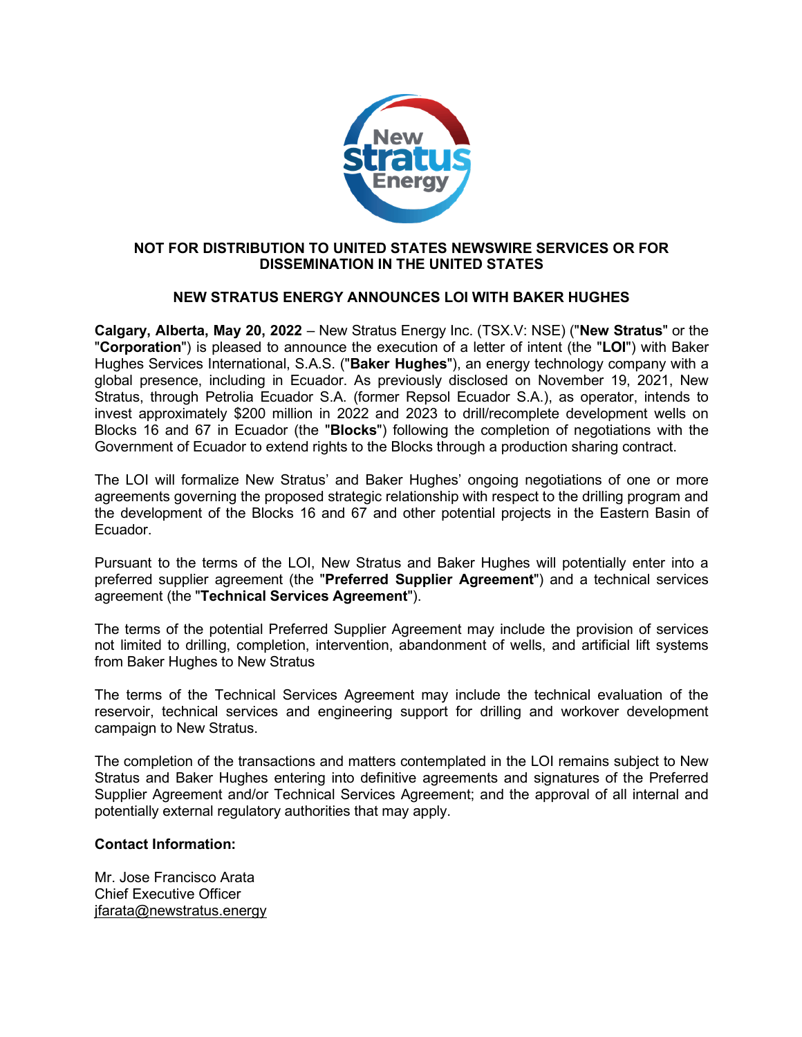**NOT FOR DISTRIBUTION TO UNITED STATES NEWSWIRE SERVICES OR FOR DISSEMINATION IN THE UNITED STATES**

# NEW STRATUS ENERGY ANNOUNCES LOI WITH BAKER HUGHES

**Calgary, Alberta, May 20, 2022** – New Stratus Energy Inc. (TSX.V: NSE) ("**New Stratus**" or the "**Corporation**") is pleased to announce the execution of a letter of intent (the "**LOI**") with Baker Hughes Services International, S.A.S. ("**Baker Hughes**"), an energy technology company with a global presence, including in Ecuador. As previously disclosed on November 19, 2021, New Stratus, through Petrolia Ecuador S.A. (former Repsol Ecuador S.A.), as operator, intends to invest approximately $200 million in 2022 and 2023 to drill/recomplete development wells on Blocks 16 and 67 in Ecuador (the "**Blocks**") following the completion of negotiations with the Government of Ecuador to extend rights to the Blocks through a production sharing contract.

The LOI will formalize New Stratus' and Baker Hughes' ongoing negotiations of one or more agreements governing the proposed strategic relationship with respect to the drilling program and the development of the Blocks 16 and 67 and other potential projects in the Eastern Basin of Ecuador.

Pursuant to the terms of the LOI, New Stratus and Baker Hughes will potentially enter into a preferred supplier agreement (the "**Preferred Supplier Agreement**") and a technical services agreement (the "**Technical Services Agreement**").

The terms of the potential Preferred Supplier Agreement may include the provision of services not limited to drilling, completion, intervention, abandonment of wells, and artificial lift systems from Baker Hughes to New Stratus

The terms of the Technical Services Agreement may include the technical evaluation of the reservoir, technical services and engineering support for drilling and workover development campaign to New Stratus.

The completion of the transactions and matters contemplated in the LOI remains subject to New Stratus and Baker Hughes entering into definitive agreements and signatures of the Preferred Supplier Agreement and/or Technical Services Agreement; and the approval of all internal and potentially external regulatory authorities that may apply.

**Contact Information:**

Mr. Jose Francisco Arata
Chief Executive Officer
jfarata@newstratus.energy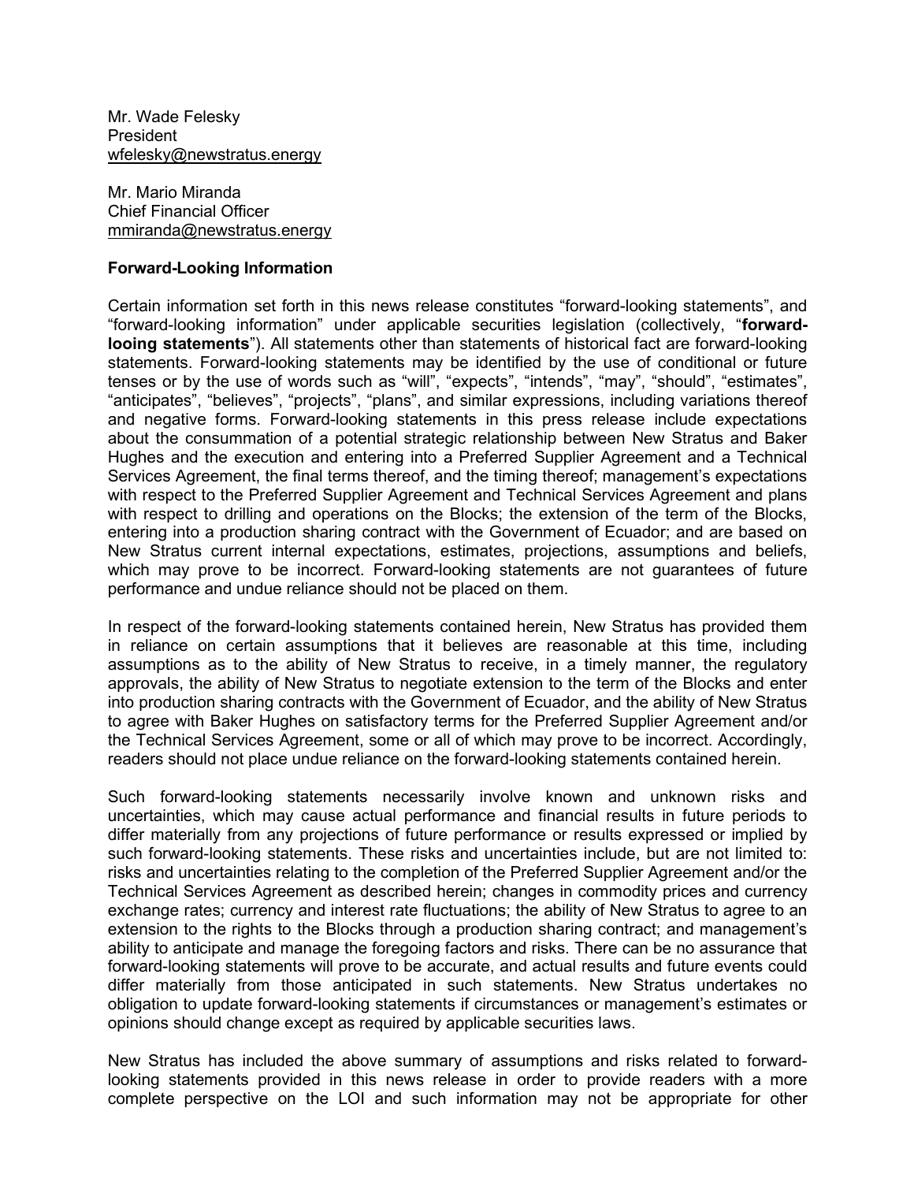Mr. Wade Felesky
President
wfelesky@newstratus.energy

Mr. Mario Miranda
Chief Financial Officer
mmiranda@newstratus.energy

**Forward-Looking Information**

Certain information set forth in this news release constitutes "forward-looking statements", and "forward-looking information" under applicable securities legislation (collectively, "**forward-looing statements**"). All statements other than statements of historical fact are forward-looking statements. Forward-looking statements may be identified by the use of conditional or future tenses or by the use of words such as "will", "expects", "intends", "may", "should", "estimates", "anticipates", "believes", "projects", "plans", and similar expressions, including variations thereof and negative forms. Forward-looking statements in this press release include expectations about the consummation of a potential strategic relationship between New Stratus and Baker Hughes and the execution and entering into a Preferred Supplier Agreement and a Technical Services Agreement, the final terms thereof, and the timing thereof; management's expectations with respect to the Preferred Supplier Agreement and Technical Services Agreement and plans with respect to drilling and operations on the Blocks; the extension of the term of the Blocks, entering into a production sharing contract with the Government of Ecuador; and are based on New Stratus current internal expectations, estimates, projections, assumptions and beliefs, which may prove to be incorrect. Forward-looking statements are not guarantees of future performance and undue reliance should not be placed on them.

In respect of the forward-looking statements contained herein, New Stratus has provided them in reliance on certain assumptions that it believes are reasonable at this time, including assumptions as to the ability of New Stratus to receive, in a timely manner, the regulatory approvals, the ability of New Stratus to negotiate extension to the term of the Blocks and enter into production sharing contracts with the Government of Ecuador, and the ability of New Stratus to agree with Baker Hughes on satisfactory terms for the Preferred Supplier Agreement and/or the Technical Services Agreement, some or all of which may prove to be incorrect. Accordingly, readers should not place undue reliance on the forward-looking statements contained herein.

Such forward-looking statements necessarily involve known and unknown risks and uncertainties, which may cause actual performance and financial results in future periods to differ materially from any projections of future performance or results expressed or implied by such forward-looking statements. These risks and uncertainties include, but are not limited to: risks and uncertainties relating to the completion of the Preferred Supplier Agreement and/or the Technical Services Agreement as described herein; changes in commodity prices and currency exchange rates; currency and interest rate fluctuations; the ability of New Stratus to agree to an extension to the rights to the Blocks through a production sharing contract; and management's ability to anticipate and manage the foregoing factors and risks. There can be no assurance that forward-looking statements will prove to be accurate, and actual results and future events could differ materially from those anticipated in such statements. New Stratus undertakes no obligation to update forward-looking statements if circumstances or management's estimates or opinions should change except as required by applicable securities laws.

New Stratus has included the above summary of assumptions and risks related to forward-looking statements provided in this news release in order to provide readers with a more complete perspective on the LOI and such information may not be appropriate for other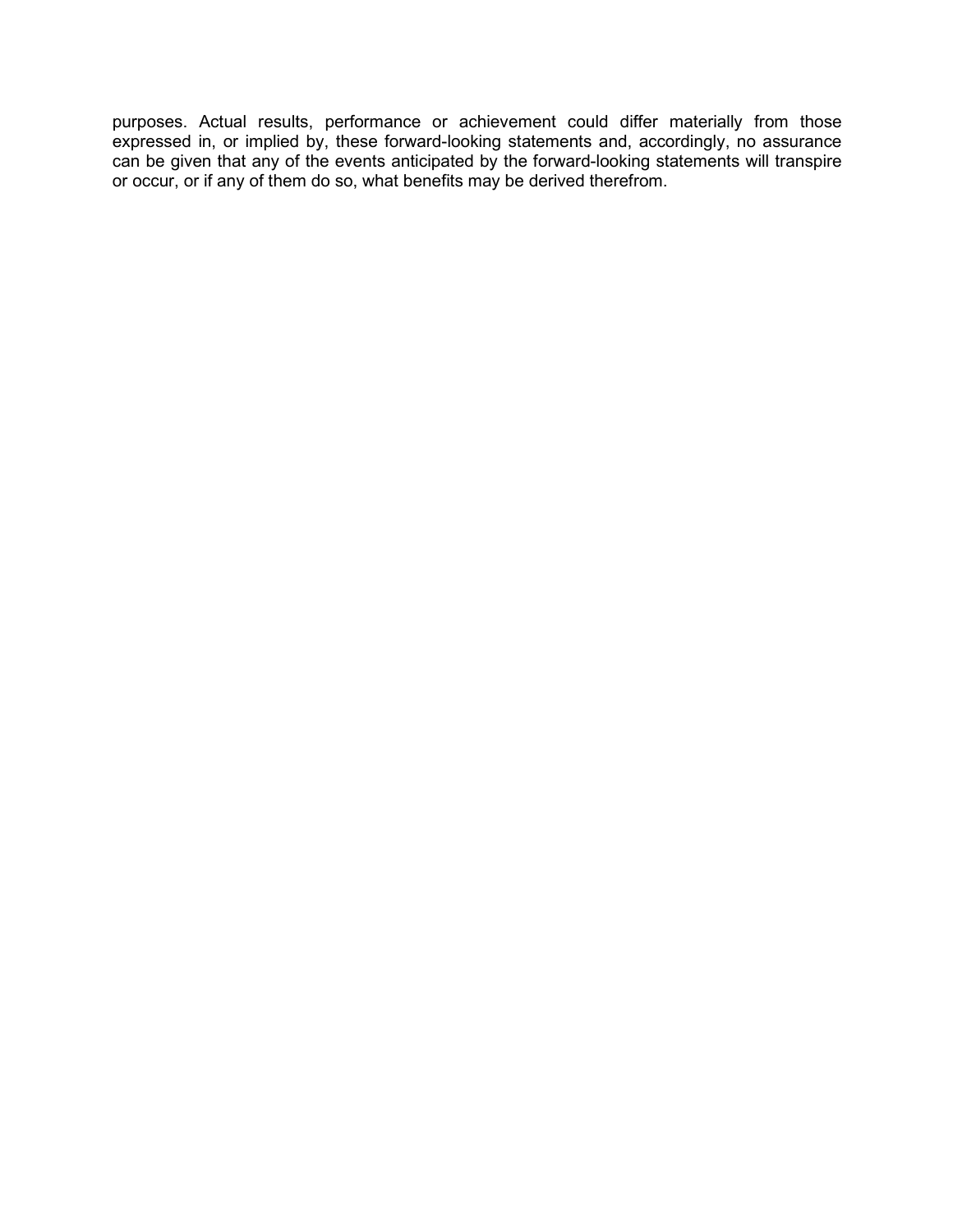purposes. Actual results, performance or achievement could differ materially from those expressed in, or implied by, these forward-looking statements and, accordingly, no assurance can be given that any of the events anticipated by the forward-looking statements will transpire or occur, or if any of them do so, what benefits may be derived therefrom.